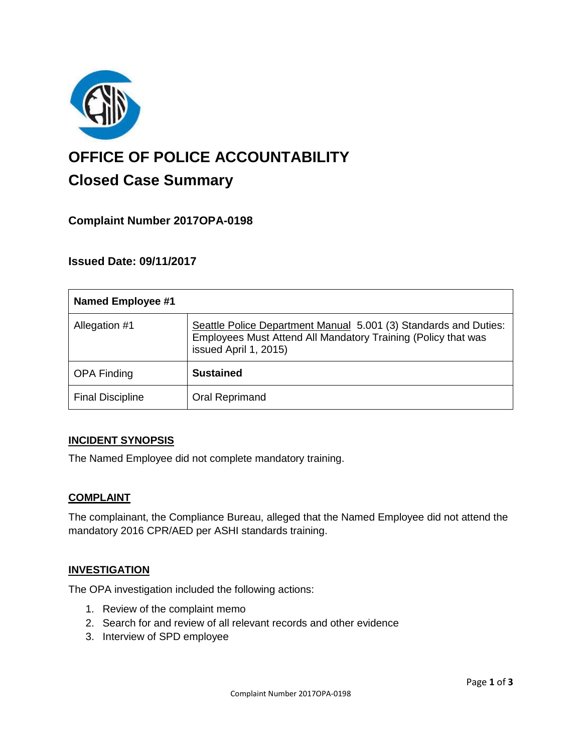# OFFICE OF POLICE ACCOUNTABILITY

## Closed Case Summary

### Complaint Number 2017OPA-0198

### Issued Date: 09/11/2017

| **Named Employee #1** | |
|---|---|
| Allegation #1 | Seattle Police Department Manual 5.001 (3) Standards and Duties: Employees Must Attend All Mandatory Training (Policy that was issued April 1, 2015) |
| OPA Finding | **Sustained** |
| Final Discipline | Oral Reprimand |

**INCIDENT SYNOPSIS**

The Named Employee did not complete mandatory training.

**COMPLAINT**

The complainant, the Compliance Bureau, alleged that the Named Employee did not attend the mandatory 2016 CPR/AED per ASHI standards training.

**INVESTIGATION**

The OPA investigation included the following actions:

1. Review of the complaint memo
2. Search for and review of all relevant records and other evidence
3. Interview of SPD employee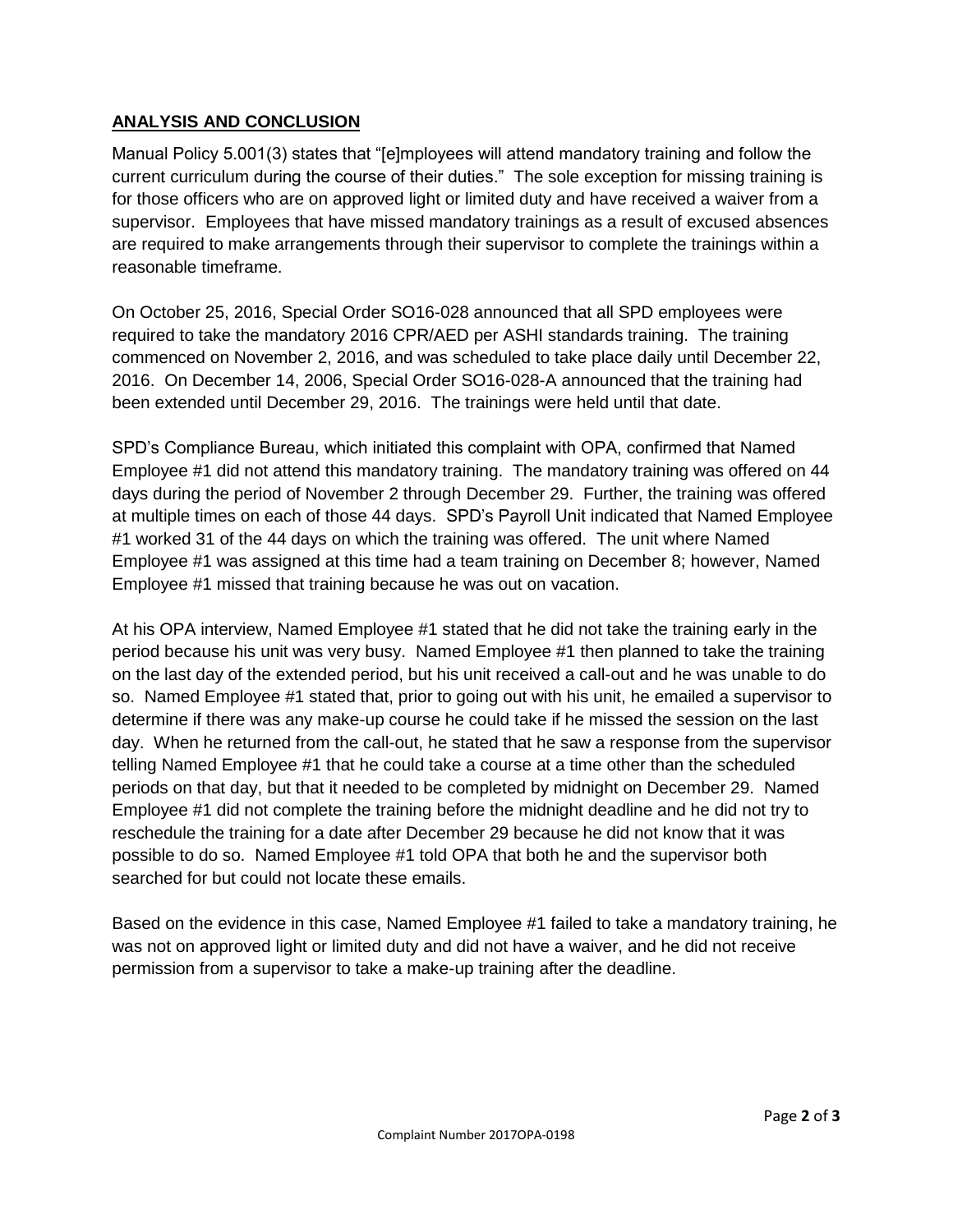## ANALYSIS AND CONCLUSION

Manual Policy 5.001(3) states that "[e]mployees will attend mandatory training and follow the current curriculum during the course of their duties." The sole exception for missing training is for those officers who are on approved light or limited duty and have received a waiver from a supervisor. Employees that have missed mandatory trainings as a result of excused absences are required to make arrangements through their supervisor to complete the trainings within a reasonable timeframe.

On October 25, 2016, Special Order SO16-028 announced that all SPD employees were required to take the mandatory 2016 CPR/AED per ASHI standards training. The training commenced on November 2, 2016, and was scheduled to take place daily until December 22, 2016. On December 14, 2006, Special Order SO16-028-A announced that the training had been extended until December 29, 2016. The trainings were held until that date.

SPD's Compliance Bureau, which initiated this complaint with OPA, confirmed that Named Employee #1 did not attend this mandatory training. The mandatory training was offered on 44 days during the period of November 2 through December 29. Further, the training was offered at multiple times on each of those 44 days. SPD's Payroll Unit indicated that Named Employee #1 worked 31 of the 44 days on which the training was offered. The unit where Named Employee #1 was assigned at this time had a team training on December 8; however, Named Employee #1 missed that training because he was out on vacation.

At his OPA interview, Named Employee #1 stated that he did not take the training early in the period because his unit was very busy. Named Employee #1 then planned to take the training on the last day of the extended period, but his unit received a call-out and he was unable to do so. Named Employee #1 stated that, prior to going out with his unit, he emailed a supervisor to determine if there was any make-up course he could take if he missed the session on the last day. When he returned from the call-out, he stated that he saw a response from the supervisor telling Named Employee #1 that he could take a course at a time other than the scheduled periods on that day, but that it needed to be completed by midnight on December 29. Named Employee #1 did not complete the training before the midnight deadline and he did not try to reschedule the training for a date after December 29 because he did not know that it was possible to do so. Named Employee #1 told OPA that both he and the supervisor both searched for but could not locate these emails.

Based on the evidence in this case, Named Employee #1 failed to take a mandatory training, he was not on approved light or limited duty and did not have a waiver, and he did not receive permission from a supervisor to take a make-up training after the deadline.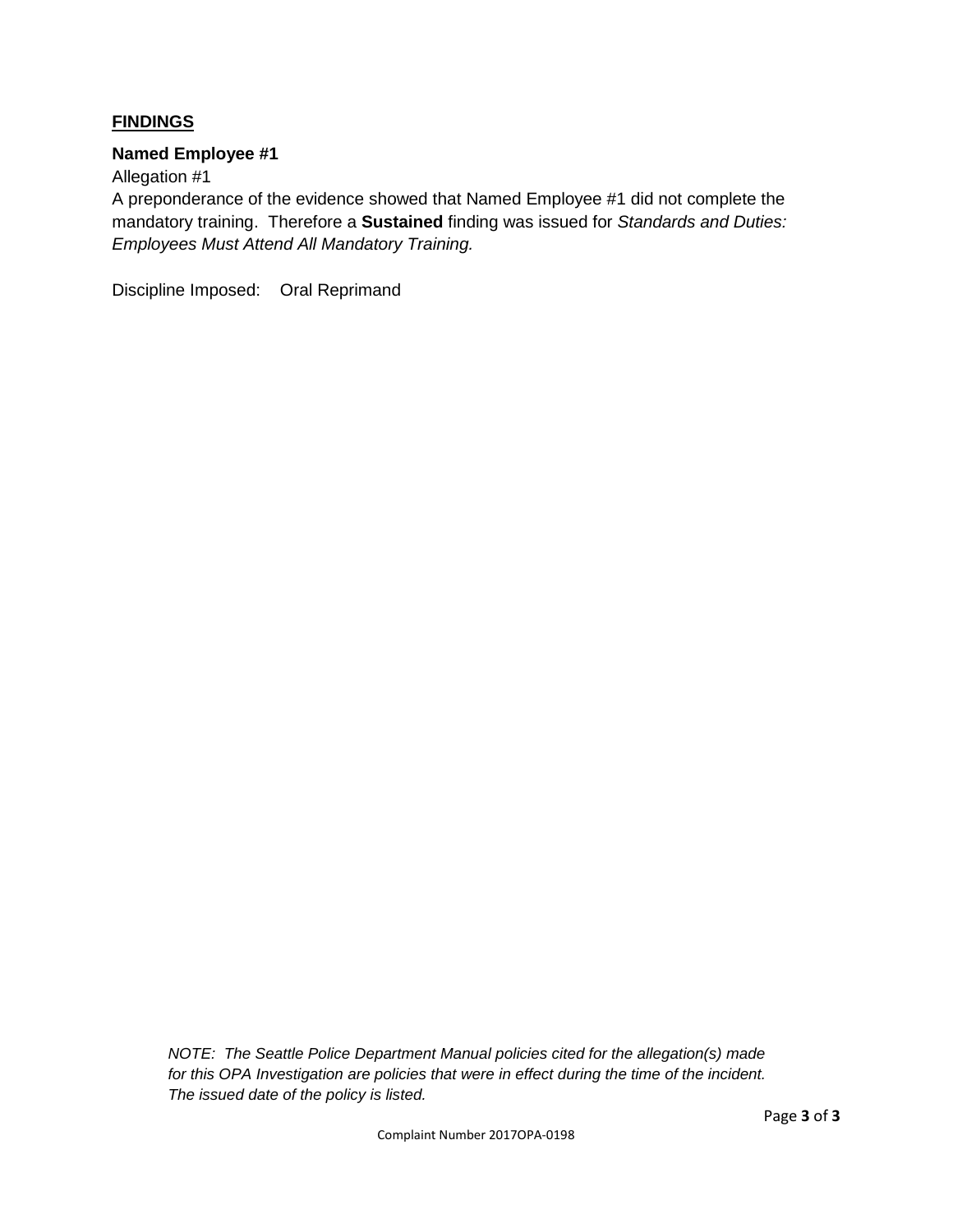## FINDINGS

**Named Employee #1**

Allegation #1

A preponderance of the evidence showed that Named Employee #1 did not complete the mandatory training. Therefore a **Sustained** finding was issued for *Standards and Duties: Employees Must Attend All Mandatory Training.*

Discipline Imposed: Oral Reprimand

*NOTE: The Seattle Police Department Manual policies cited for the allegation(s) made for this OPA Investigation are policies that were in effect during the time of the incident. The issued date of the policy is listed.*

Complaint Number 2017OPA-0198